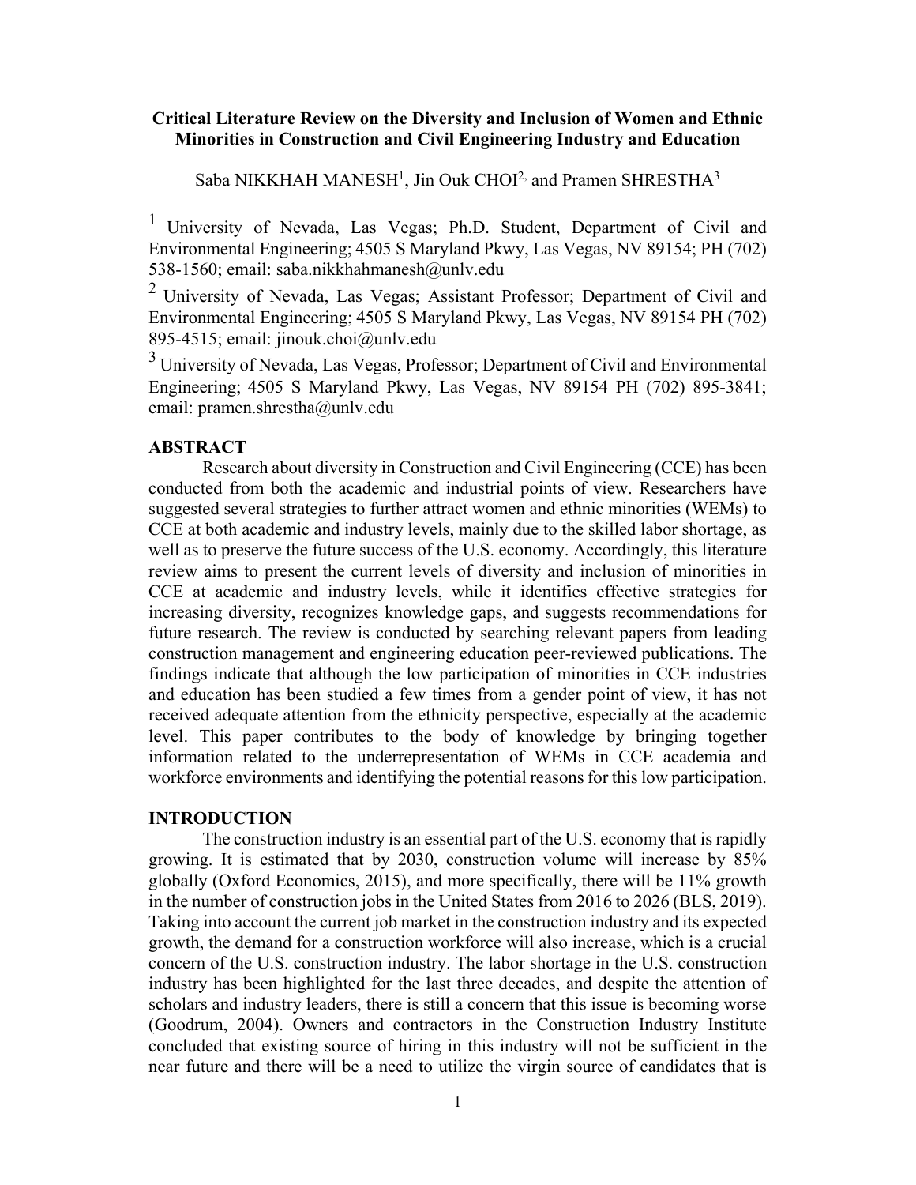# Critical Literature Review on the Diversity and Inclusion of Women and Ethnic Minorities in Construction and Civil Engineering Industry and Education

Saba NIKKHAH MANESH[1], Jin Ouk CHOI[2,] and Pramen SHRESTHA[3]

[1] University of Nevada, Las Vegas; Ph.D. Student, Department of Civil and Environmental Engineering; 4505 S Maryland Pkwy, Las Vegas, NV 89154; PH (702) 538-1560; email: saba.nikkhahmanesh@unlv.edu

[2] University of Nevada, Las Vegas; Assistant Professor; Department of Civil and Environmental Engineering; 4505 S Maryland Pkwy, Las Vegas, NV 89154 PH (702) 895-4515; email: jinouk.choi@unlv.edu

[3] University of Nevada, Las Vegas, Professor; Department of Civil and Environmental Engineering; 4505 S Maryland Pkwy, Las Vegas, NV 89154 PH (702) 895-3841; email: pramen.shrestha@unlv.edu

## ABSTRACT

Research about diversity in Construction and Civil Engineering (CCE) has been conducted from both the academic and industrial points of view. Researchers have suggested several strategies to further attract women and ethnic minorities (WEMs) to CCE at both academic and industry levels, mainly due to the skilled labor shortage, as well as to preserve the future success of the U.S. economy. Accordingly, this literature review aims to present the current levels of diversity and inclusion of minorities in CCE at academic and industry levels, while it identifies effective strategies for increasing diversity, recognizes knowledge gaps, and suggests recommendations for future research. The review is conducted by searching relevant papers from leading construction management and engineering education peer-reviewed publications. The findings indicate that although the low participation of minorities in CCE industries and education has been studied a few times from a gender point of view, it has not received adequate attention from the ethnicity perspective, especially at the academic level. This paper contributes to the body of knowledge by bringing together information related to the underrepresentation of WEMs in CCE academia and workforce environments and identifying the potential reasons for this low participation.

## INTRODUCTION

The construction industry is an essential part of the U.S. economy that is rapidly growing. It is estimated that by 2030, construction volume will increase by 85% globally (Oxford Economics, 2015), and more specifically, there will be 11% growth in the number of construction jobs in the United States from 2016 to 2026 (BLS, 2019). Taking into account the current job market in the construction industry and its expected growth, the demand for a construction workforce will also increase, which is a crucial concern of the U.S. construction industry. The labor shortage in the U.S. construction industry has been highlighted for the last three decades, and despite the attention of scholars and industry leaders, there is still a concern that this issue is becoming worse (Goodrum, 2004). Owners and contractors in the Construction Industry Institute concluded that existing source of hiring in this industry will not be sufficient in the near future and there will be a need to utilize the virgin source of candidates that is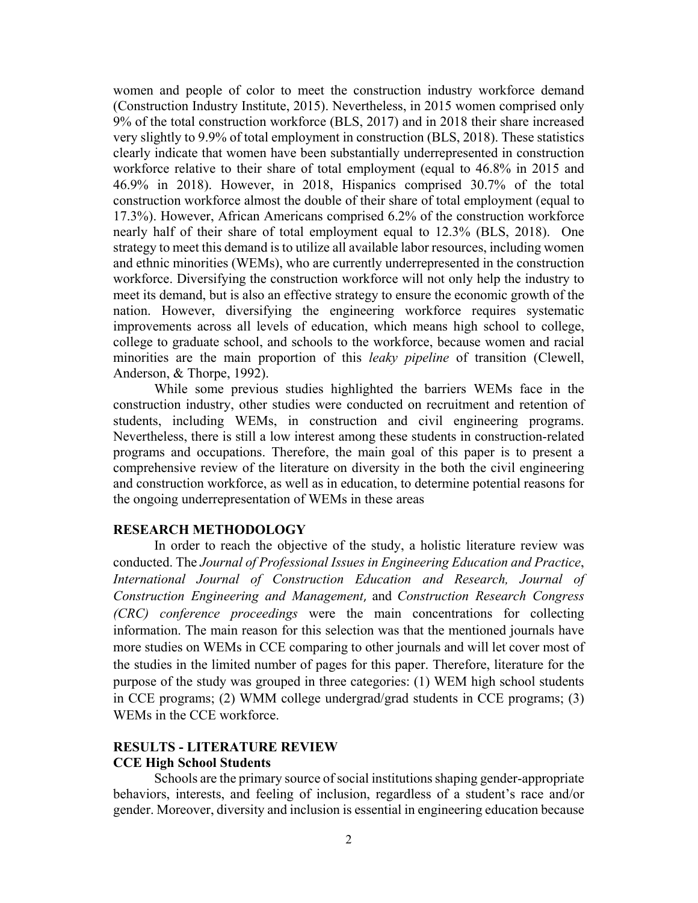women and people of color to meet the construction industry workforce demand (Construction Industry Institute, 2015). Nevertheless, in 2015 women comprised only 9% of the total construction workforce (BLS, 2017) and in 2018 their share increased very slightly to 9.9% of total employment in construction (BLS, 2018). These statistics clearly indicate that women have been substantially underrepresented in construction workforce relative to their share of total employment (equal to 46.8% in 2015 and 46.9% in 2018). However, in 2018, Hispanics comprised 30.7% of the total construction workforce almost the double of their share of total employment (equal to 17.3%). However, African Americans comprised 6.2% of the construction workforce nearly half of their share of total employment equal to 12.3% (BLS, 2018). One strategy to meet this demand is to utilize all available labor resources, including women and ethnic minorities (WEMs), who are currently underrepresented in the construction workforce. Diversifying the construction workforce will not only help the industry to meet its demand, but is also an effective strategy to ensure the economic growth of the nation. However, diversifying the engineering workforce requires systematic improvements across all levels of education, which means high school to college, college to graduate school, and schools to the workforce, because women and racial minorities are the main proportion of this *leaky pipeline* of transition (Clewell, Anderson, & Thorpe, 1992).

While some previous studies highlighted the barriers WEMs face in the construction industry, other studies were conducted on recruitment and retention of students, including WEMs, in construction and civil engineering programs. Nevertheless, there is still a low interest among these students in construction-related programs and occupations. Therefore, the main goal of this paper is to present a comprehensive review of the literature on diversity in the both the civil engineering and construction workforce, as well as in education, to determine potential reasons for the ongoing underrepresentation of WEMs in these areas

## RESEARCH METHODOLOGY

In order to reach the objective of the study, a holistic literature review was conducted. The *Journal of Professional Issues in Engineering Education and Practice*, *International Journal of Construction Education and Research, Journal of Construction Engineering and Management*, and *Construction Research Congress (CRC) conference proceedings* were the main concentrations for collecting information. The main reason for this selection was that the mentioned journals have more studies on WEMs in CCE comparing to other journals and will let cover most of the studies in the limited number of pages for this paper. Therefore, literature for the purpose of the study was grouped in three categories: (1) WEM high school students in CCE programs; (2) WMM college undergrad/grad students in CCE programs; (3) WEMs in the CCE workforce.

## RESULTS - LITERATURE REVIEW

### CCE High School Students

Schools are the primary source of social institutions shaping gender-appropriate behaviors, interests, and feeling of inclusion, regardless of a student's race and/or gender. Moreover, diversity and inclusion is essential in engineering education because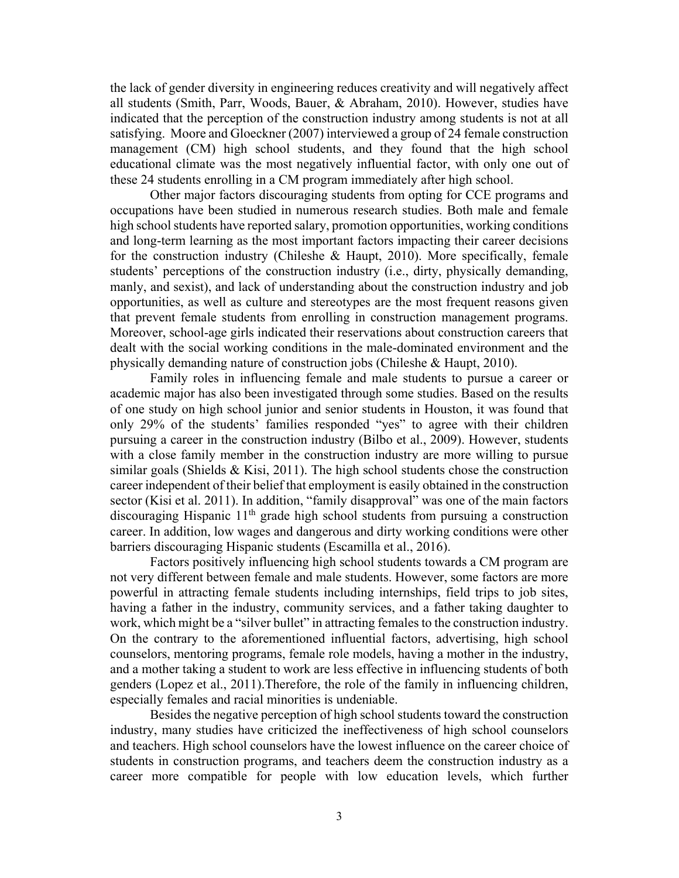the lack of gender diversity in engineering reduces creativity and will negatively affect all students (Smith, Parr, Woods, Bauer, & Abraham, 2010). However, studies have indicated that the perception of the construction industry among students is not at all satisfying. Moore and Gloeckner (2007) interviewed a group of 24 female construction management (CM) high school students, and they found that the high school educational climate was the most negatively influential factor, with only one out of these 24 students enrolling in a CM program immediately after high school.

Other major factors discouraging students from opting for CCE programs and occupations have been studied in numerous research studies. Both male and female high school students have reported salary, promotion opportunities, working conditions and long-term learning as the most important factors impacting their career decisions for the construction industry (Chileshe & Haupt, 2010). More specifically, female students' perceptions of the construction industry (i.e., dirty, physically demanding, manly, and sexist), and lack of understanding about the construction industry and job opportunities, as well as culture and stereotypes are the most frequent reasons given that prevent female students from enrolling in construction management programs. Moreover, school-age girls indicated their reservations about construction careers that dealt with the social working conditions in the male-dominated environment and the physically demanding nature of construction jobs (Chileshe & Haupt, 2010).

Family roles in influencing female and male students to pursue a career or academic major has also been investigated through some studies. Based on the results of one study on high school junior and senior students in Houston, it was found that only 29% of the students' families responded "yes" to agree with their children pursuing a career in the construction industry (Bilbo et al., 2009). However, students with a close family member in the construction industry are more willing to pursue similar goals (Shields & Kisi, 2011). The high school students chose the construction career independent of their belief that employment is easily obtained in the construction sector (Kisi et al. 2011). In addition, "family disapproval" was one of the main factors discouraging Hispanic 11th grade high school students from pursuing a construction career. In addition, low wages and dangerous and dirty working conditions were other barriers discouraging Hispanic students (Escamilla et al., 2016).

Factors positively influencing high school students towards a CM program are not very different between female and male students. However, some factors are more powerful in attracting female students including internships, field trips to job sites, having a father in the industry, community services, and a father taking daughter to work, which might be a "silver bullet" in attracting females to the construction industry. On the contrary to the aforementioned influential factors, advertising, high school counselors, mentoring programs, female role models, having a mother in the industry, and a mother taking a student to work are less effective in influencing students of both genders (Lopez et al., 2011).Therefore, the role of the family in influencing children, especially females and racial minorities is undeniable.

Besides the negative perception of high school students toward the construction industry, many studies have criticized the ineffectiveness of high school counselors and teachers. High school counselors have the lowest influence on the career choice of students in construction programs, and teachers deem the construction industry as a career more compatible for people with low education levels, which further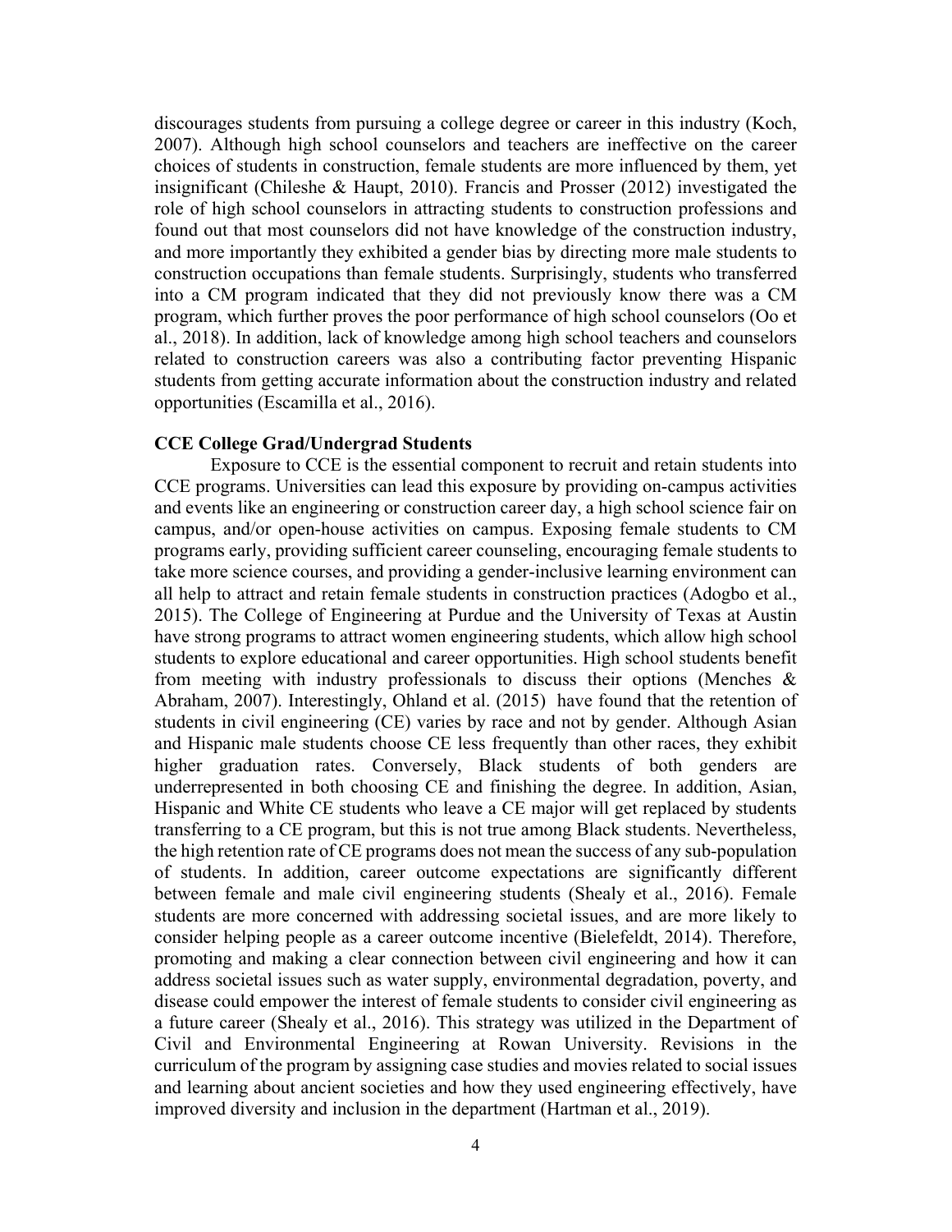discourages students from pursuing a college degree or career in this industry (Koch, 2007). Although high school counselors and teachers are ineffective on the career choices of students in construction, female students are more influenced by them, yet insignificant (Chileshe & Haupt, 2010). Francis and Prosser (2012) investigated the role of high school counselors in attracting students to construction professions and found out that most counselors did not have knowledge of the construction industry, and more importantly they exhibited a gender bias by directing more male students to construction occupations than female students. Surprisingly, students who transferred into a CM program indicated that they did not previously know there was a CM program, which further proves the poor performance of high school counselors (Oo et al., 2018). In addition, lack of knowledge among high school teachers and counselors related to construction careers was also a contributing factor preventing Hispanic students from getting accurate information about the construction industry and related opportunities (Escamilla et al., 2016).

### CCE College Grad/Undergrad Students

Exposure to CCE is the essential component to recruit and retain students into CCE programs. Universities can lead this exposure by providing on-campus activities and events like an engineering or construction career day, a high school science fair on campus, and/or open-house activities on campus. Exposing female students to CM programs early, providing sufficient career counseling, encouraging female students to take more science courses, and providing a gender-inclusive learning environment can all help to attract and retain female students in construction practices (Adogbo et al., 2015). The College of Engineering at Purdue and the University of Texas at Austin have strong programs to attract women engineering students, which allow high school students to explore educational and career opportunities. High school students benefit from meeting with industry professionals to discuss their options (Menches & Abraham, 2007). Interestingly, Ohland et al. (2015) have found that the retention of students in civil engineering (CE) varies by race and not by gender. Although Asian and Hispanic male students choose CE less frequently than other races, they exhibit higher graduation rates. Conversely, Black students of both genders are underrepresented in both choosing CE and finishing the degree. In addition, Asian, Hispanic and White CE students who leave a CE major will get replaced by students transferring to a CE program, but this is not true among Black students. Nevertheless, the high retention rate of CE programs does not mean the success of any sub-population of students. In addition, career outcome expectations are significantly different between female and male civil engineering students (Shealy et al., 2016). Female students are more concerned with addressing societal issues, and are more likely to consider helping people as a career outcome incentive (Bielefeldt, 2014). Therefore, promoting and making a clear connection between civil engineering and how it can address societal issues such as water supply, environmental degradation, poverty, and disease could empower the interest of female students to consider civil engineering as a future career (Shealy et al., 2016). This strategy was utilized in the Department of Civil and Environmental Engineering at Rowan University. Revisions in the curriculum of the program by assigning case studies and movies related to social issues and learning about ancient societies and how they used engineering effectively, have improved diversity and inclusion in the department (Hartman et al., 2019).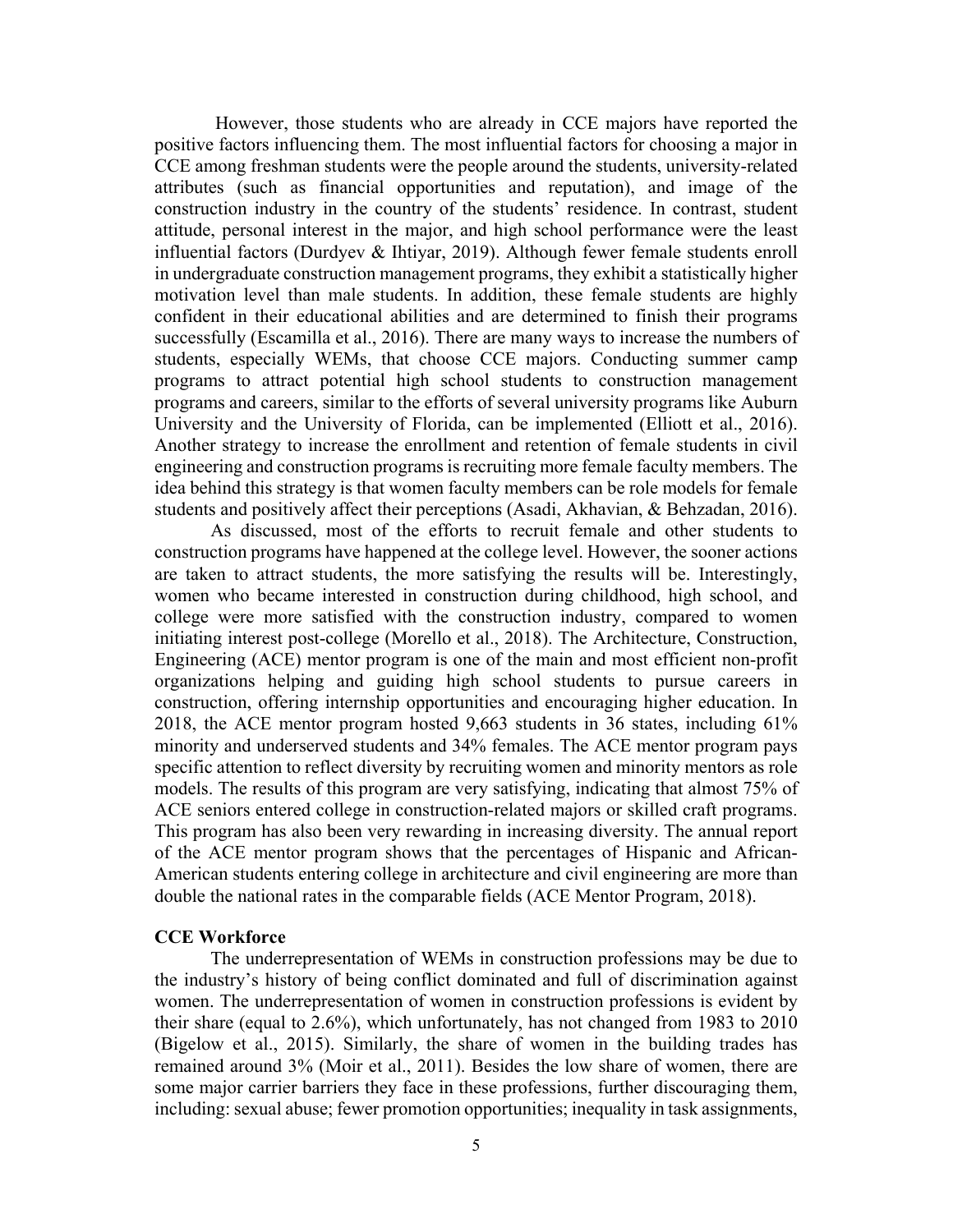However, those students who are already in CCE majors have reported the positive factors influencing them. The most influential factors for choosing a major in CCE among freshman students were the people around the students, university-related attributes (such as financial opportunities and reputation), and image of the construction industry in the country of the students' residence. In contrast, student attitude, personal interest in the major, and high school performance were the least influential factors (Durdyev & Ihtiyar, 2019). Although fewer female students enroll in undergraduate construction management programs, they exhibit a statistically higher motivation level than male students. In addition, these female students are highly confident in their educational abilities and are determined to finish their programs successfully (Escamilla et al., 2016). There are many ways to increase the numbers of students, especially WEMs, that choose CCE majors. Conducting summer camp programs to attract potential high school students to construction management programs and careers, similar to the efforts of several university programs like Auburn University and the University of Florida, can be implemented (Elliott et al., 2016). Another strategy to increase the enrollment and retention of female students in civil engineering and construction programs is recruiting more female faculty members. The idea behind this strategy is that women faculty members can be role models for female students and positively affect their perceptions (Asadi, Akhavian, & Behzadan, 2016).

As discussed, most of the efforts to recruit female and other students to construction programs have happened at the college level. However, the sooner actions are taken to attract students, the more satisfying the results will be. Interestingly, women who became interested in construction during childhood, high school, and college were more satisfied with the construction industry, compared to women initiating interest post-college (Morello et al., 2018). The Architecture, Construction, Engineering (ACE) mentor program is one of the main and most efficient non-profit organizations helping and guiding high school students to pursue careers in construction, offering internship opportunities and encouraging higher education. In 2018, the ACE mentor program hosted 9,663 students in 36 states, including 61% minority and underserved students and 34% females. The ACE mentor program pays specific attention to reflect diversity by recruiting women and minority mentors as role models. The results of this program are very satisfying, indicating that almost 75% of ACE seniors entered college in construction-related majors or skilled craft programs. This program has also been very rewarding in increasing diversity. The annual report of the ACE mentor program shows that the percentages of Hispanic and African-American students entering college in architecture and civil engineering are more than double the national rates in the comparable fields (ACE Mentor Program, 2018).

**CCE Workforce**

The underrepresentation of WEMs in construction professions may be due to the industry's history of being conflict dominated and full of discrimination against women. The underrepresentation of women in construction professions is evident by their share (equal to 2.6%), which unfortunately, has not changed from 1983 to 2010 (Bigelow et al., 2015). Similarly, the share of women in the building trades has remained around 3% (Moir et al., 2011). Besides the low share of women, there are some major carrier barriers they face in these professions, further discouraging them, including: sexual abuse; fewer promotion opportunities; inequality in task assignments,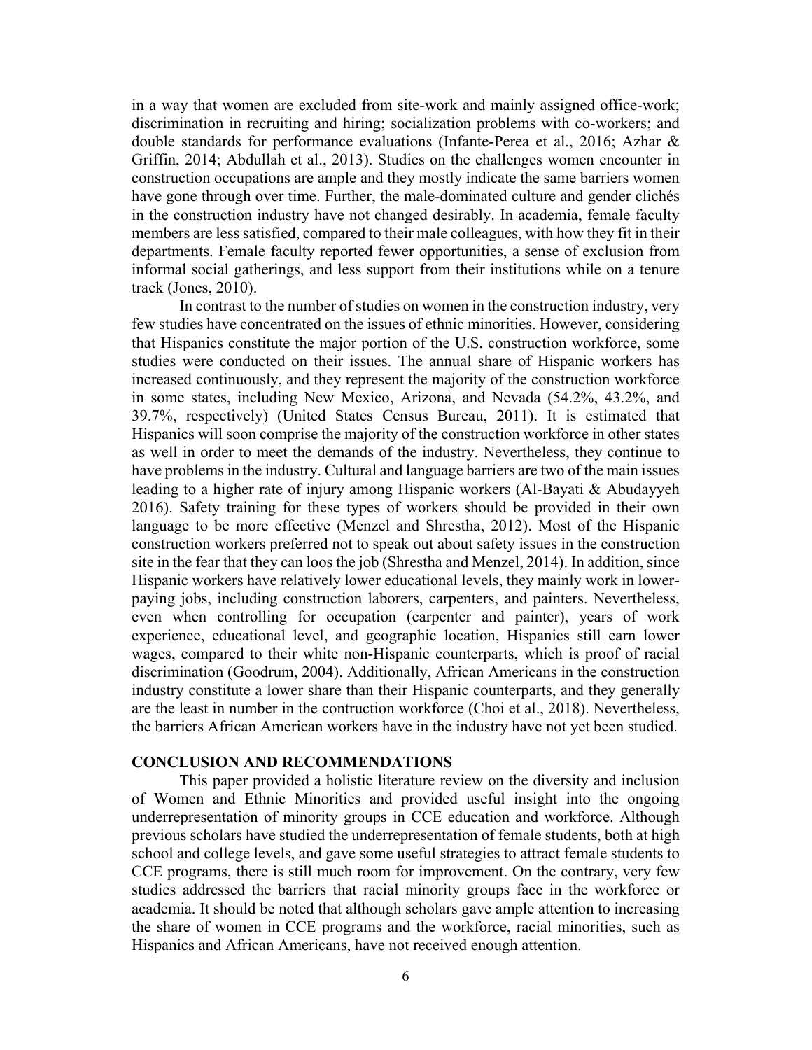in a way that women are excluded from site-work and mainly assigned office-work; discrimination in recruiting and hiring; socialization problems with co-workers; and double standards for performance evaluations (Infante-Perea et al., 2016; Azhar & Griffin, 2014; Abdullah et al., 2013). Studies on the challenges women encounter in construction occupations are ample and they mostly indicate the same barriers women have gone through over time. Further, the male-dominated culture and gender clichés in the construction industry have not changed desirably. In academia, female faculty members are less satisfied, compared to their male colleagues, with how they fit in their departments. Female faculty reported fewer opportunities, a sense of exclusion from informal social gatherings, and less support from their institutions while on a tenure track (Jones, 2010).

In contrast to the number of studies on women in the construction industry, very few studies have concentrated on the issues of ethnic minorities. However, considering that Hispanics constitute the major portion of the U.S. construction workforce, some studies were conducted on their issues. The annual share of Hispanic workers has increased continuously, and they represent the majority of the construction workforce in some states, including New Mexico, Arizona, and Nevada (54.2%, 43.2%, and 39.7%, respectively) (United States Census Bureau, 2011). It is estimated that Hispanics will soon comprise the majority of the construction workforce in other states as well in order to meet the demands of the industry. Nevertheless, they continue to have problems in the industry. Cultural and language barriers are two of the main issues leading to a higher rate of injury among Hispanic workers (Al-Bayati & Abudayyeh 2016). Safety training for these types of workers should be provided in their own language to be more effective (Menzel and Shrestha, 2012). Most of the Hispanic construction workers preferred not to speak out about safety issues in the construction site in the fear that they can loos the job (Shrestha and Menzel, 2014). In addition, since Hispanic workers have relatively lower educational levels, they mainly work in lower-paying jobs, including construction laborers, carpenters, and painters. Nevertheless, even when controlling for occupation (carpenter and painter), years of work experience, educational level, and geographic location, Hispanics still earn lower wages, compared to their white non-Hispanic counterparts, which is proof of racial discrimination (Goodrum, 2004). Additionally, African Americans in the construction industry constitute a lower share than their Hispanic counterparts, and they generally are the least in number in the contruction workforce (Choi et al., 2018). Nevertheless, the barriers African American workers have in the industry have not yet been studied.

## CONCLUSION AND RECOMMENDATIONS

This paper provided a holistic literature review on the diversity and inclusion of Women and Ethnic Minorities and provided useful insight into the ongoing underrepresentation of minority groups in CCE education and workforce. Although previous scholars have studied the underrepresentation of female students, both at high school and college levels, and gave some useful strategies to attract female students to CCE programs, there is still much room for improvement. On the contrary, very few studies addressed the barriers that racial minority groups face in the workforce or academia. It should be noted that although scholars gave ample attention to increasing the share of women in CCE programs and the workforce, racial minorities, such as Hispanics and African Americans, have not received enough attention.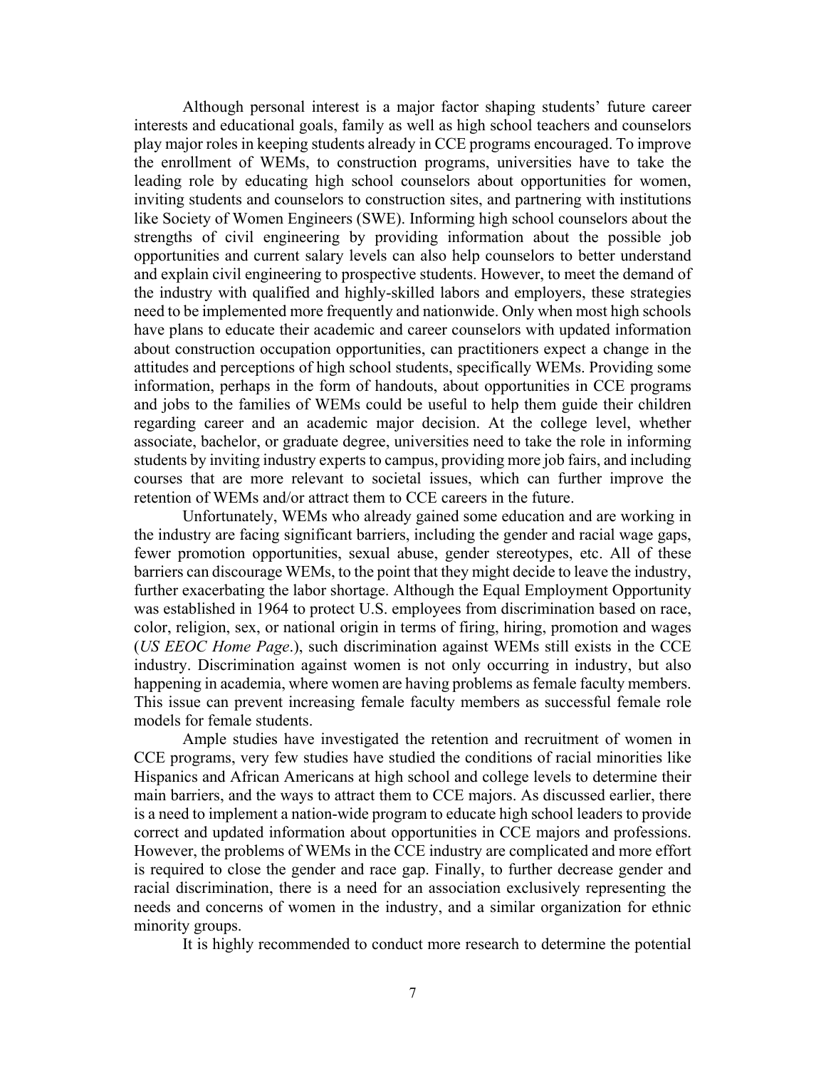Although personal interest is a major factor shaping students' future career interests and educational goals, family as well as high school teachers and counselors play major roles in keeping students already in CCE programs encouraged. To improve the enrollment of WEMs, to construction programs, universities have to take the leading role by educating high school counselors about opportunities for women, inviting students and counselors to construction sites, and partnering with institutions like Society of Women Engineers (SWE). Informing high school counselors about the strengths of civil engineering by providing information about the possible job opportunities and current salary levels can also help counselors to better understand and explain civil engineering to prospective students. However, to meet the demand of the industry with qualified and highly-skilled labors and employers, these strategies need to be implemented more frequently and nationwide. Only when most high schools have plans to educate their academic and career counselors with updated information about construction occupation opportunities, can practitioners expect a change in the attitudes and perceptions of high school students, specifically WEMs. Providing some information, perhaps in the form of handouts, about opportunities in CCE programs and jobs to the families of WEMs could be useful to help them guide their children regarding career and an academic major decision. At the college level, whether associate, bachelor, or graduate degree, universities need to take the role in informing students by inviting industry experts to campus, providing more job fairs, and including courses that are more relevant to societal issues, which can further improve the retention of WEMs and/or attract them to CCE careers in the future.

Unfortunately, WEMs who already gained some education and are working in the industry are facing significant barriers, including the gender and racial wage gaps, fewer promotion opportunities, sexual abuse, gender stereotypes, etc. All of these barriers can discourage WEMs, to the point that they might decide to leave the industry, further exacerbating the labor shortage. Although the Equal Employment Opportunity was established in 1964 to protect U.S. employees from discrimination based on race, color, religion, sex, or national origin in terms of firing, hiring, promotion and wages (*US EEOC Home Page*.), such discrimination against WEMs still exists in the CCE industry. Discrimination against women is not only occurring in industry, but also happening in academia, where women are having problems as female faculty members. This issue can prevent increasing female faculty members as successful female role models for female students.

Ample studies have investigated the retention and recruitment of women in CCE programs, very few studies have studied the conditions of racial minorities like Hispanics and African Americans at high school and college levels to determine their main barriers, and the ways to attract them to CCE majors. As discussed earlier, there is a need to implement a nation-wide program to educate high school leaders to provide correct and updated information about opportunities in CCE majors and professions. However, the problems of WEMs in the CCE industry are complicated and more effort is required to close the gender and race gap. Finally, to further decrease gender and racial discrimination, there is a need for an association exclusively representing the needs and concerns of women in the industry, and a similar organization for ethnic minority groups.

It is highly recommended to conduct more research to determine the potential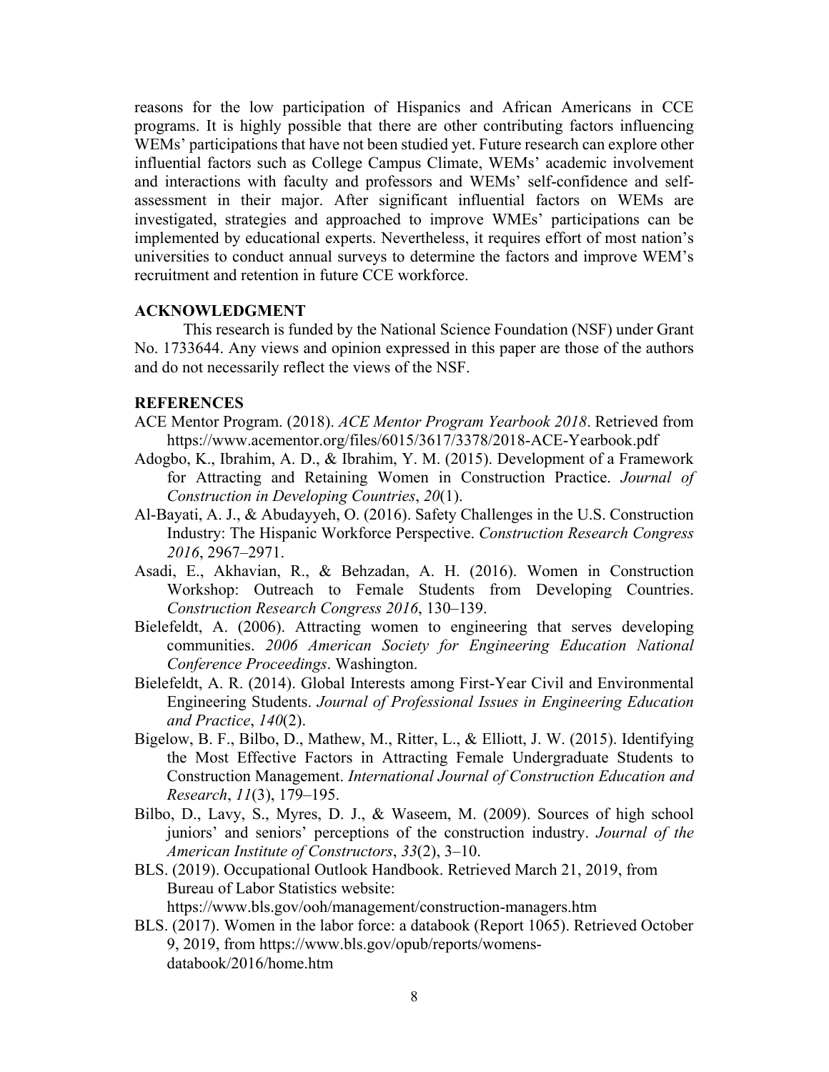reasons for the low participation of Hispanics and African Americans in CCE programs. It is highly possible that there are other contributing factors influencing WEMs' participations that have not been studied yet. Future research can explore other influential factors such as College Campus Climate, WEMs' academic involvement and interactions with faculty and professors and WEMs' self-confidence and self-assessment in their major. After significant influential factors on WEMs are investigated, strategies and approached to improve WMEs' participations can be implemented by educational experts. Nevertheless, it requires effort of most nation's universities to conduct annual surveys to determine the factors and improve WEM's recruitment and retention in future CCE workforce.

## ACKNOWLEDGMENT

This research is funded by the National Science Foundation (NSF) under Grant No. 1733644. Any views and opinion expressed in this paper are those of the authors and do not necessarily reflect the views of the NSF.

## REFERENCES

ACE Mentor Program. (2018). *ACE Mentor Program Yearbook 2018*. Retrieved from https://www.acementor.org/files/6015/3617/3378/2018-ACE-Yearbook.pdf

Adogbo, K., Ibrahim, A. D., & Ibrahim, Y. M. (2015). Development of a Framework for Attracting and Retaining Women in Construction Practice. *Journal of Construction in Developing Countries*, *20*(1).

Al-Bayati, A. J., & Abudayyeh, O. (2016). Safety Challenges in the U.S. Construction Industry: The Hispanic Workforce Perspective. *Construction Research Congress 2016*, 2967–2971.

Asadi, E., Akhavian, R., & Behzadan, A. H. (2016). Women in Construction Workshop: Outreach to Female Students from Developing Countries. *Construction Research Congress 2016*, 130–139.

Bielefeldt, A. (2006). Attracting women to engineering that serves developing communities. *2006 American Society for Engineering Education National Conference Proceedings*. Washington.

Bielefeldt, A. R. (2014). Global Interests among First-Year Civil and Environmental Engineering Students. *Journal of Professional Issues in Engineering Education and Practice*, *140*(2).

Bigelow, B. F., Bilbo, D., Mathew, M., Ritter, L., & Elliott, J. W. (2015). Identifying the Most Effective Factors in Attracting Female Undergraduate Students to Construction Management. *International Journal of Construction Education and Research*, *11*(3), 179–195.

Bilbo, D., Lavy, S., Myres, D. J., & Waseem, M. (2009). Sources of high school juniors' and seniors' perceptions of the construction industry. *Journal of the American Institute of Constructors*, *33*(2), 3–10.

BLS. (2019). Occupational Outlook Handbook. Retrieved March 21, 2019, from Bureau of Labor Statistics website: https://www.bls.gov/ooh/management/construction-managers.htm

BLS. (2017). Women in the labor force: a databook (Report 1065). Retrieved October 9, 2019, from https://www.bls.gov/opub/reports/womens-databook/2016/home.htm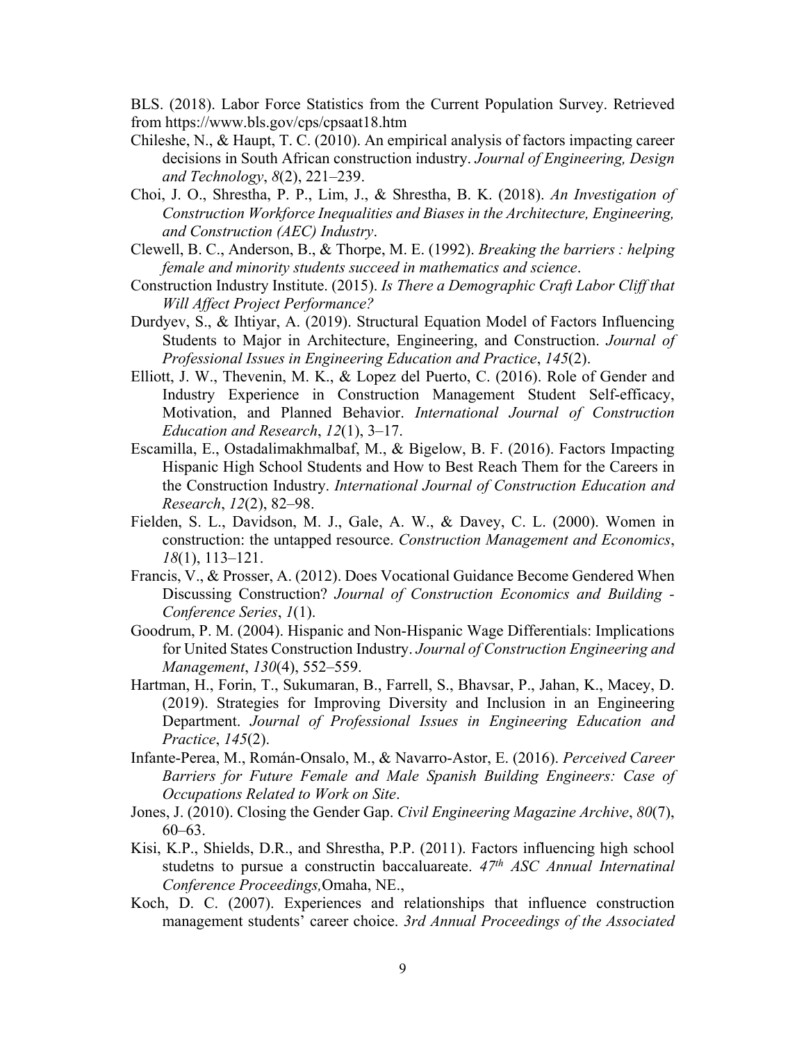BLS. (2018). Labor Force Statistics from the Current Population Survey. Retrieved from https://www.bls.gov/cps/cpsaat18.htm

Chileshe, N., & Haupt, T. C. (2010). An empirical analysis of factors impacting career decisions in South African construction industry. *Journal of Engineering, Design and Technology*, *8*(2), 221–239.

Choi, J. O., Shrestha, P. P., Lim, J., & Shrestha, B. K. (2018). *An Investigation of Construction Workforce Inequalities and Biases in the Architecture, Engineering, and Construction (AEC) Industry*.

Clewell, B. C., Anderson, B., & Thorpe, M. E. (1992). *Breaking the barriers : helping female and minority students succeed in mathematics and science*.

Construction Industry Institute. (2015). *Is There a Demographic Craft Labor Cliff that Will Affect Project Performance?*

Durdyev, S., & Ihtiyar, A. (2019). Structural Equation Model of Factors Influencing Students to Major in Architecture, Engineering, and Construction. *Journal of Professional Issues in Engineering Education and Practice*, *145*(2).

Elliott, J. W., Thevenin, M. K., & Lopez del Puerto, C. (2016). Role of Gender and Industry Experience in Construction Management Student Self-efficacy, Motivation, and Planned Behavior. *International Journal of Construction Education and Research*, *12*(1), 3–17.

Escamilla, E., Ostadalimakhmalbaf, M., & Bigelow, B. F. (2016). Factors Impacting Hispanic High School Students and How to Best Reach Them for the Careers in the Construction Industry. *International Journal of Construction Education and Research*, *12*(2), 82–98.

Fielden, S. L., Davidson, M. J., Gale, A. W., & Davey, C. L. (2000). Women in construction: the untapped resource. *Construction Management and Economics*, *18*(1), 113–121.

Francis, V., & Prosser, A. (2012). Does Vocational Guidance Become Gendered When Discussing Construction? *Journal of Construction Economics and Building - Conference Series*, *1*(1).

Goodrum, P. M. (2004). Hispanic and Non-Hispanic Wage Differentials: Implications for United States Construction Industry. *Journal of Construction Engineering and Management*, *130*(4), 552–559.

Hartman, H., Forin, T., Sukumaran, B., Farrell, S., Bhavsar, P., Jahan, K., Macey, D. (2019). Strategies for Improving Diversity and Inclusion in an Engineering Department. *Journal of Professional Issues in Engineering Education and Practice*, *145*(2).

Infante-Perea, M., Román-Onsalo, M., & Navarro-Astor, E. (2016). *Perceived Career Barriers for Future Female and Male Spanish Building Engineers: Case of Occupations Related to Work on Site*.

Jones, J. (2010). Closing the Gender Gap. *Civil Engineering Magazine Archive*, *80*(7), 60–63.

Kisi, K.P., Shields, D.R., and Shrestha, P.P. (2011). Factors influencing high school studetns to pursue a constructin baccaluareate. *47th ASC Annual Internatinal Conference Proceedings,*Omaha, NE.,

Koch, D. C. (2007). Experiences and relationships that influence construction management students' career choice. *3rd Annual Proceedings of the Associated*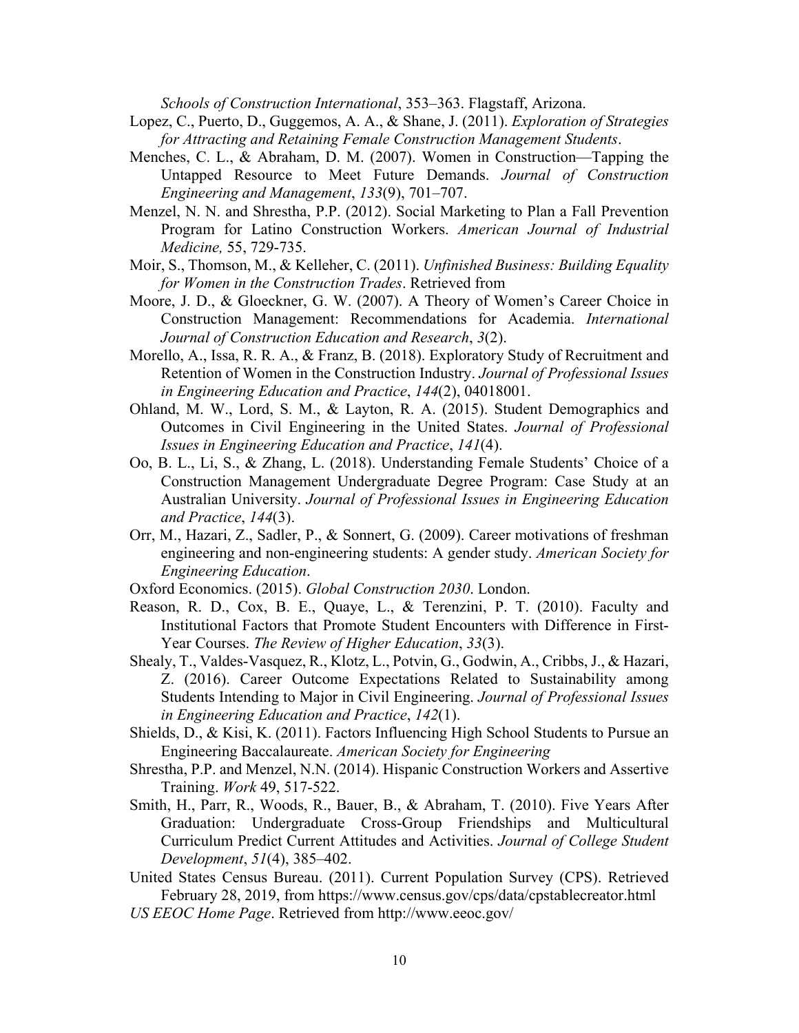*Schools of Construction International*, 353–363. Flagstaff, Arizona.

Lopez, C., Puerto, D., Guggemos, A. A., & Shane, J. (2011). *Exploration of Strategies for Attracting and Retaining Female Construction Management Students*.

Menches, C. L., & Abraham, D. M. (2007). Women in Construction—Tapping the Untapped Resource to Meet Future Demands. *Journal of Construction Engineering and Management*, *133*(9), 701–707.

Menzel, N. N. and Shrestha, P.P. (2012). Social Marketing to Plan a Fall Prevention Program for Latino Construction Workers. *American Journal of Industrial Medicine,* 55, 729-735.

Moir, S., Thomson, M., & Kelleher, C. (2011). *Unfinished Business: Building Equality for Women in the Construction Trades*. Retrieved from

Moore, J. D., & Gloeckner, G. W. (2007). A Theory of Women's Career Choice in Construction Management: Recommendations for Academia. *International Journal of Construction Education and Research*, *3*(2).

Morello, A., Issa, R. R. A., & Franz, B. (2018). Exploratory Study of Recruitment and Retention of Women in the Construction Industry. *Journal of Professional Issues in Engineering Education and Practice*, *144*(2), 04018001.

Ohland, M. W., Lord, S. M., & Layton, R. A. (2015). Student Demographics and Outcomes in Civil Engineering in the United States. *Journal of Professional Issues in Engineering Education and Practice*, *141*(4).

Oo, B. L., Li, S., & Zhang, L. (2018). Understanding Female Students' Choice of a Construction Management Undergraduate Degree Program: Case Study at an Australian University. *Journal of Professional Issues in Engineering Education and Practice*, *144*(3).

Orr, M., Hazari, Z., Sadler, P., & Sonnert, G. (2009). Career motivations of freshman engineering and non-engineering students: A gender study. *American Society for Engineering Education*.

Oxford Economics. (2015). *Global Construction 2030*. London.

Reason, R. D., Cox, B. E., Quaye, L., & Terenzini, P. T. (2010). Faculty and Institutional Factors that Promote Student Encounters with Difference in First-Year Courses. *The Review of Higher Education*, *33*(3).

Shealy, T., Valdes-Vasquez, R., Klotz, L., Potvin, G., Godwin, A., Cribbs, J., & Hazari, Z. (2016). Career Outcome Expectations Related to Sustainability among Students Intending to Major in Civil Engineering. *Journal of Professional Issues in Engineering Education and Practice*, *142*(1).

Shields, D., & Kisi, K. (2011). Factors Influencing High School Students to Pursue an Engineering Baccalaureate. *American Society for Engineering*

Shrestha, P.P. and Menzel, N.N. (2014). Hispanic Construction Workers and Assertive Training. *Work* 49, 517-522.

Smith, H., Parr, R., Woods, R., Bauer, B., & Abraham, T. (2010). Five Years After Graduation: Undergraduate Cross-Group Friendships and Multicultural Curriculum Predict Current Attitudes and Activities. *Journal of College Student Development*, *51*(4), 385–402.

United States Census Bureau. (2011). Current Population Survey (CPS). Retrieved February 28, 2019, from https://www.census.gov/cps/data/cpstablecreator.html

*US EEOC Home Page*. Retrieved from http://www.eeoc.gov/